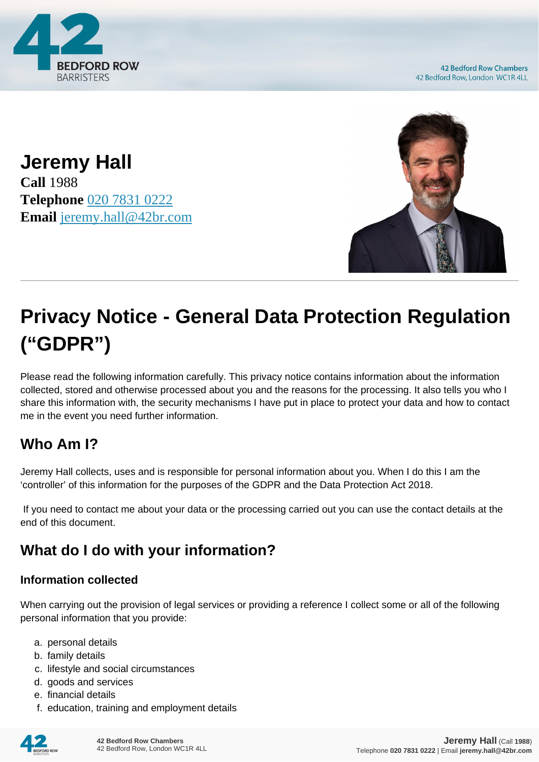# Jeremy Hall

**Call** 1988
**Telephone** 020 7831 0222
**Email** jeremy.hall@42br.com

# Privacy Notice - General Data Protection Regulation ("GDPR")

Please read the following information carefully. This privacy notice contains information about the information collected, stored and otherwise processed about you and the reasons for the processing. It also tells you who I share this information with, the security mechanisms I have put in place to protect your data and how to contact me in the event you need further information.

## Who Am I?

Jeremy Hall collects, uses and is responsible for personal information about you. When I do this I am the 'controller' of this information for the purposes of the GDPR and the Data Protection Act 2018.

If you need to contact me about your data or the processing carried out you can use the contact details at the end of this document.

## What do I do with your information?

### Information collected

When carrying out the provision of legal services or providing a reference I collect some or all of the following personal information that you provide:

a. personal details
b. family details
c. lifestyle and social circumstances
d. goods and services
e. financial details
f. education, training and employment details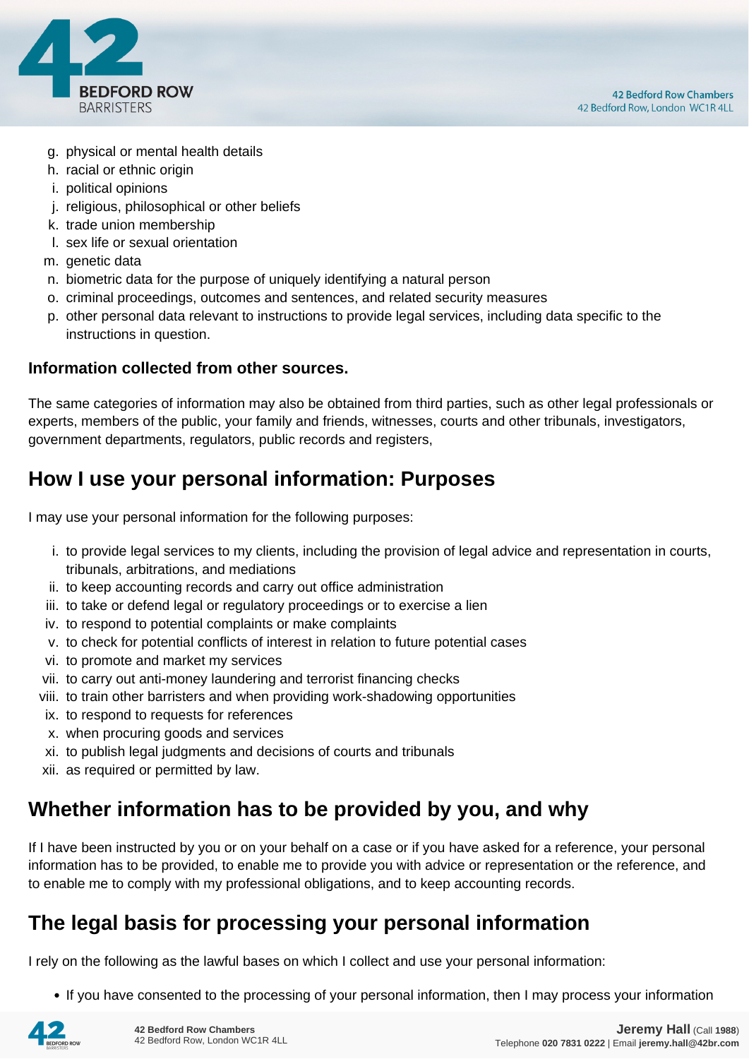g. physical or mental health details
h. racial or ethnic origin
i. political opinions
j. religious, philosophical or other beliefs
k. trade union membership
l. sex life or sexual orientation
m. genetic data
n. biometric data for the purpose of uniquely identifying a natural person
o. criminal proceedings, outcomes and sentences, and related security measures
p. other personal data relevant to instructions to provide legal services, including data specific to the instructions in question.

**Information collected from other sources.**

The same categories of information may also be obtained from third parties, such as other legal professionals or experts, members of the public, your family and friends, witnesses, courts and other tribunals, investigators, government departments, regulators, public records and registers,

## How I use your personal information: Purposes

I may use your personal information for the following purposes:

i. to provide legal services to my clients, including the provision of legal advice and representation in courts, tribunals, arbitrations, and mediations
ii. to keep accounting records and carry out office administration
iii. to take or defend legal or regulatory proceedings or to exercise a lien
iv. to respond to potential complaints or make complaints
v. to check for potential conflicts of interest in relation to future potential cases
vi. to promote and market my services
vii. to carry out anti-money laundering and terrorist financing checks
viii. to train other barristers and when providing work-shadowing opportunities
ix. to respond to requests for references
x. when procuring goods and services
xi. to publish legal judgments and decisions of courts and tribunals
xii. as required or permitted by law.

## Whether information has to be provided by you, and why

If I have been instructed by you or on your behalf on a case or if you have asked for a reference, your personal information has to be provided, to enable me to provide you with advice or representation or the reference, and to enable me to comply with my professional obligations, and to keep accounting records.

## The legal basis for processing your personal information

I rely on the following as the lawful bases on which I collect and use your personal information:

- If you have consented to the processing of your personal information, then I may process your information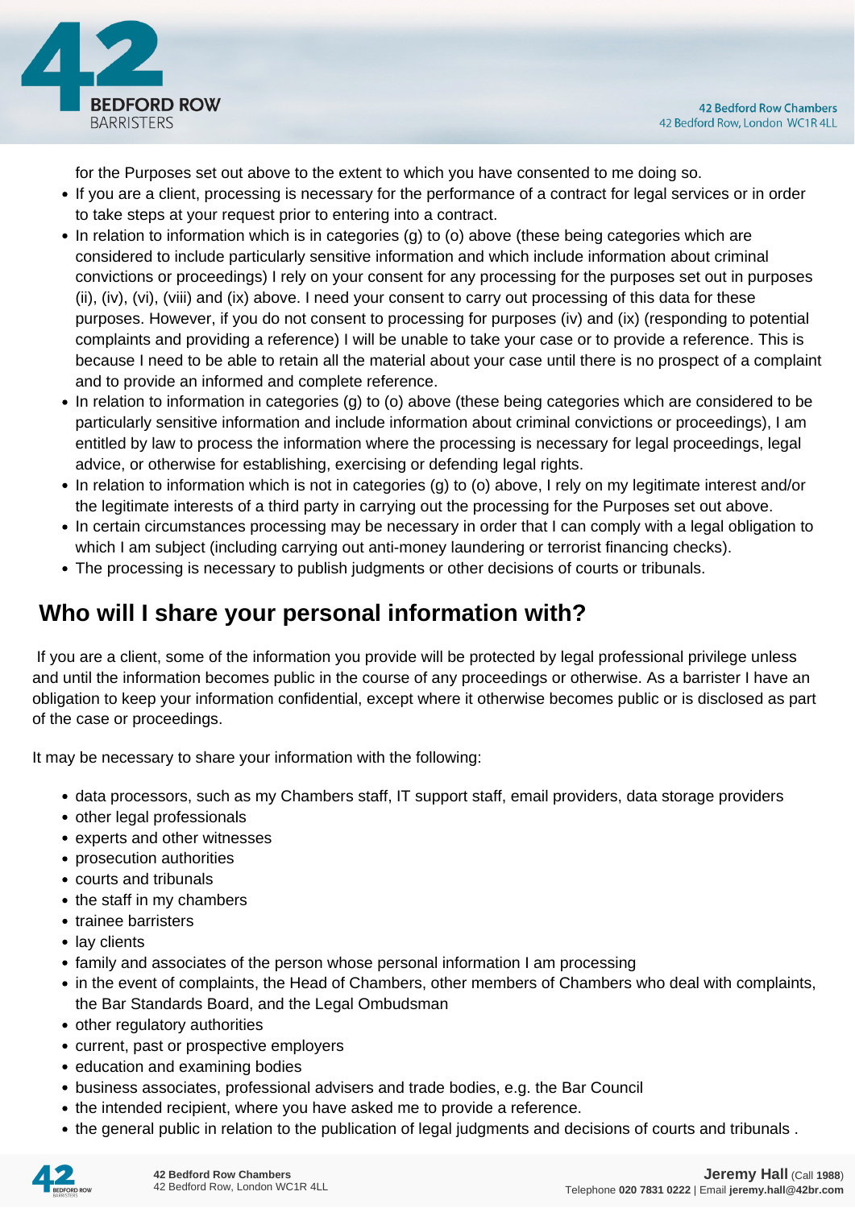for the Purposes set out above to the extent to which you have consented to me doing so.

- If you are a client, processing is necessary for the performance of a contract for legal services or in order to take steps at your request prior to entering into a contract.
- In relation to information which is in categories (g) to (o) above (these being categories which are considered to include particularly sensitive information and which include information about criminal convictions or proceedings) I rely on your consent for any processing for the purposes set out in purposes (ii), (iv), (vi), (viii) and (ix) above. I need your consent to carry out processing of this data for these purposes. However, if you do not consent to processing for purposes (iv) and (ix) (responding to potential complaints and providing a reference) I will be unable to take your case or to provide a reference. This is because I need to be able to retain all the material about your case until there is no prospect of a complaint and to provide an informed and complete reference.
- In relation to information in categories (g) to (o) above (these being categories which are considered to be particularly sensitive information and include information about criminal convictions or proceedings), I am entitled by law to process the information where the processing is necessary for legal proceedings, legal advice, or otherwise for establishing, exercising or defending legal rights.
- In relation to information which is not in categories (g) to (o) above, I rely on my legitimate interest and/or the legitimate interests of a third party in carrying out the processing for the Purposes set out above.
- In certain circumstances processing may be necessary in order that I can comply with a legal obligation to which I am subject (including carrying out anti-money laundering or terrorist financing checks).
- The processing is necessary to publish judgments or other decisions of courts or tribunals.

## Who will I share your personal information with?

If you are a client, some of the information you provide will be protected by legal professional privilege unless and until the information becomes public in the course of any proceedings or otherwise. As a barrister I have an obligation to keep your information confidential, except where it otherwise becomes public or is disclosed as part of the case or proceedings.

It may be necessary to share your information with the following:

- data processors, such as my Chambers staff, IT support staff, email providers, data storage providers
- other legal professionals
- experts and other witnesses
- prosecution authorities
- courts and tribunals
- the staff in my chambers
- trainee barristers
- lay clients
- family and associates of the person whose personal information I am processing
- in the event of complaints, the Head of Chambers, other members of Chambers who deal with complaints, the Bar Standards Board, and the Legal Ombudsman
- other regulatory authorities
- current, past or prospective employers
- education and examining bodies
- business associates, professional advisers and trade bodies, e.g. the Bar Council
- the intended recipient, where you have asked me to provide a reference.
- the general public in relation to the publication of legal judgments and decisions of courts and tribunals .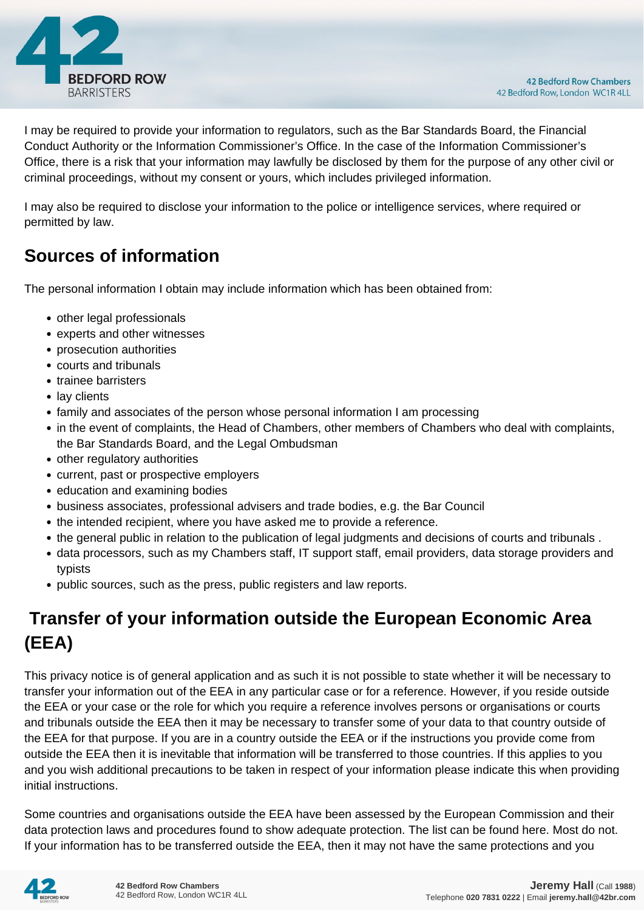I may be required to provide your information to regulators, such as the Bar Standards Board, the Financial Conduct Authority or the Information Commissioner's Office. In the case of the Information Commissioner's Office, there is a risk that your information may lawfully be disclosed by them for the purpose of any other civil or criminal proceedings, without my consent or yours, which includes privileged information.

I may also be required to disclose your information to the police or intelligence services, where required or permitted by law.

## Sources of information

The personal information I obtain may include information which has been obtained from:

- other legal professionals
- experts and other witnesses
- prosecution authorities
- courts and tribunals
- trainee barristers
- lay clients
- family and associates of the person whose personal information I am processing
- in the event of complaints, the Head of Chambers, other members of Chambers who deal with complaints, the Bar Standards Board, and the Legal Ombudsman
- other regulatory authorities
- current, past or prospective employers
- education and examining bodies
- business associates, professional advisers and trade bodies, e.g. the Bar Council
- the intended recipient, where you have asked me to provide a reference.
- the general public in relation to the publication of legal judgments and decisions of courts and tribunals .
- data processors, such as my Chambers staff, IT support staff, email providers, data storage providers and typists
- public sources, such as the press, public registers and law reports.

## Transfer of your information outside the European Economic Area (EEA)

This privacy notice is of general application and as such it is not possible to state whether it will be necessary to transfer your information out of the EEA in any particular case or for a reference. However, if you reside outside the EEA or your case or the role for which you require a reference involves persons or organisations or courts and tribunals outside the EEA then it may be necessary to transfer some of your data to that country outside of the EEA for that purpose. If you are in a country outside the EEA or if the instructions you provide come from outside the EEA then it is inevitable that information will be transferred to those countries. If this applies to you and you wish additional precautions to be taken in respect of your information please indicate this when providing initial instructions.

Some countries and organisations outside the EEA have been assessed by the European Commission and their data protection laws and procedures found to show adequate protection. The list can be found here. Most do not. If your information has to be transferred outside the EEA, then it may not have the same protections and you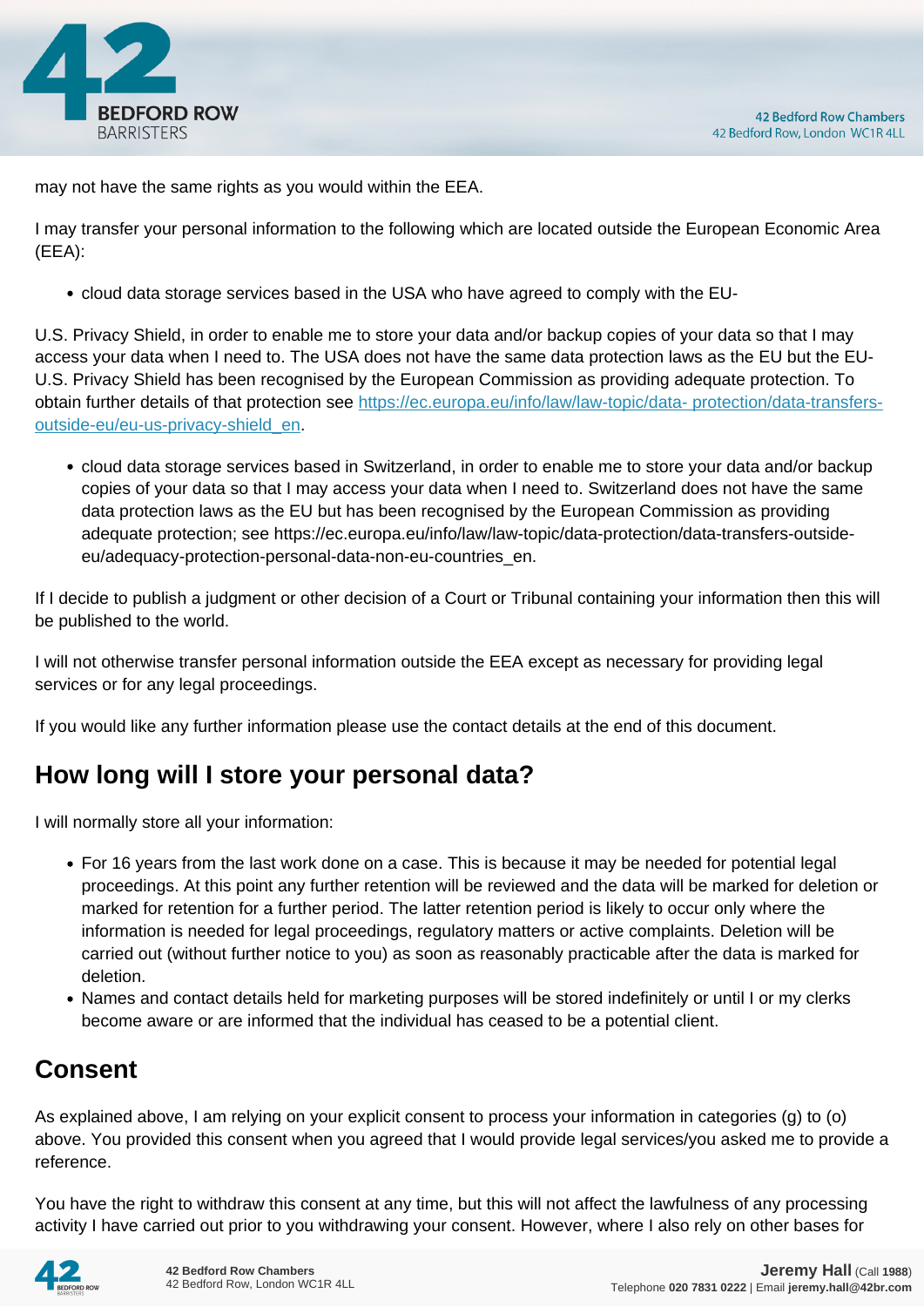may not have the same rights as you would within the EEA.

I may transfer your personal information to the following which are located outside the European Economic Area (EEA):

- cloud data storage services based in the USA who have agreed to comply with the EU-

U.S. Privacy Shield, in order to enable me to store your data and/or backup copies of your data so that I may access your data when I need to. The USA does not have the same data protection laws as the EU but the EU-U.S. Privacy Shield has been recognised by the European Commission as providing adequate protection. To obtain further details of that protection see [https://ec.europa.eu/info/law/law-topic/data- protection/data-transfers-outside-eu/eu-us-privacy-shield_en](https://ec.europa.eu/info/law/law-topic/data-protection/data-transfers-outside-eu/eu-us-privacy-shield_en).

- cloud data storage services based in Switzerland, in order to enable me to store your data and/or backup copies of your data so that I may access your data when I need to. Switzerland does not have the same data protection laws as the EU but has been recognised by the European Commission as providing adequate protection; see https://ec.europa.eu/info/law/law-topic/data-protection/data-transfers-outside-eu/adequacy-protection-personal-data-non-eu-countries_en.

If I decide to publish a judgment or other decision of a Court or Tribunal containing your information then this will be published to the world.

I will not otherwise transfer personal information outside the EEA except as necessary for providing legal services or for any legal proceedings.

If you would like any further information please use the contact details at the end of this document.

## How long will I store your personal data?

I will normally store all your information:

- For 16 years from the last work done on a case. This is because it may be needed for potential legal proceedings. At this point any further retention will be reviewed and the data will be marked for deletion or marked for retention for a further period. The latter retention period is likely to occur only where the information is needed for legal proceedings, regulatory matters or active complaints. Deletion will be carried out (without further notice to you) as soon as reasonably practicable after the data is marked for deletion.
- Names and contact details held for marketing purposes will be stored indefinitely or until I or my clerks become aware or are informed that the individual has ceased to be a potential client.

## Consent

As explained above, I am relying on your explicit consent to process your information in categories (g) to (o) above. You provided this consent when you agreed that I would provide legal services/you asked me to provide a reference.

You have the right to withdraw this consent at any time, but this will not affect the lawfulness of any processing activity I have carried out prior to you withdrawing your consent. However, where I also rely on other bases for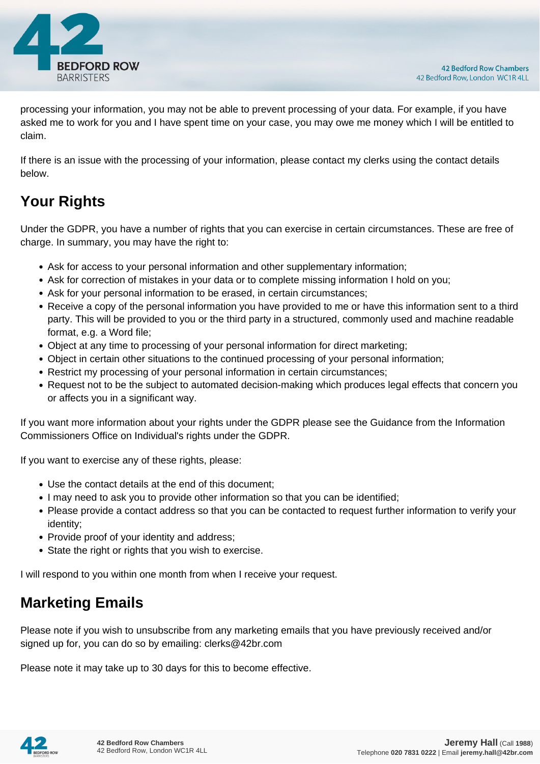processing your information, you may not be able to prevent processing of your data. For example, if you have asked me to work for you and I have spent time on your case, you may owe me money which I will be entitled to claim.

If there is an issue with the processing of your information, please contact my clerks using the contact details below.

## Your Rights

Under the GDPR, you have a number of rights that you can exercise in certain circumstances. These are free of charge. In summary, you may have the right to:

- Ask for access to your personal information and other supplementary information;
- Ask for correction of mistakes in your data or to complete missing information I hold on you;
- Ask for your personal information to be erased, in certain circumstances;
- Receive a copy of the personal information you have provided to me or have this information sent to a third party. This will be provided to you or the third party in a structured, commonly used and machine readable format, e.g. a Word file;
- Object at any time to processing of your personal information for direct marketing;
- Object in certain other situations to the continued processing of your personal information;
- Restrict my processing of your personal information in certain circumstances;
- Request not to be the subject to automated decision-making which produces legal effects that concern you or affects you in a significant way.

If you want more information about your rights under the GDPR please see the Guidance from the Information Commissioners Office on Individual's rights under the GDPR.

If you want to exercise any of these rights, please:

- Use the contact details at the end of this document;
- I may need to ask you to provide other information so that you can be identified;
- Please provide a contact address so that you can be contacted to request further information to verify your identity;
- Provide proof of your identity and address;
- State the right or rights that you wish to exercise.

I will respond to you within one month from when I receive your request.

## Marketing Emails

Please note if you wish to unsubscribe from any marketing emails that you have previously received and/or signed up for, you can do so by emailing: clerks@42br.com

Please note it may take up to 30 days for this to become effective.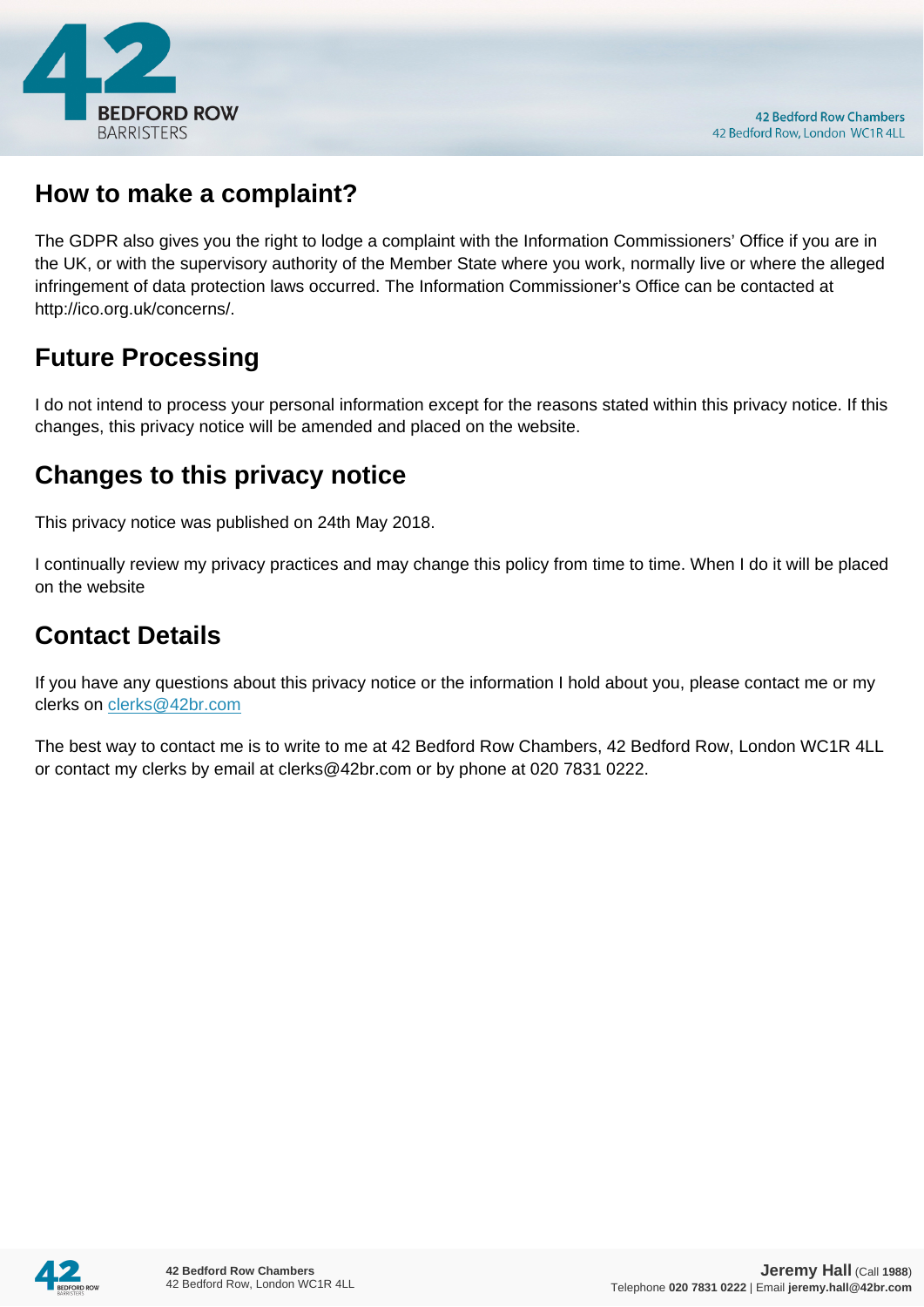## How to make a complaint?

The GDPR also gives you the right to lodge a complaint with the Information Commissioners' Office if you are in the UK, or with the supervisory authority of the Member State where you work, normally live or where the alleged infringement of data protection laws occurred. The Information Commissioner's Office can be contacted at http://ico.org.uk/concerns/.

## Future Processing

I do not intend to process your personal information except for the reasons stated within this privacy notice. If this changes, this privacy notice will be amended and placed on the website.

## Changes to this privacy notice

This privacy notice was published on 24th May 2018.

I continually review my privacy practices and may change this policy from time to time. When I do it will be placed on the website

## Contact Details

If you have any questions about this privacy notice or the information I hold about you, please contact me or my clerks on clerks@42br.com

The best way to contact me is to write to me at 42 Bedford Row Chambers, 42 Bedford Row, London WC1R 4LL or contact my clerks by email at clerks@42br.com or by phone at 020 7831 0222.